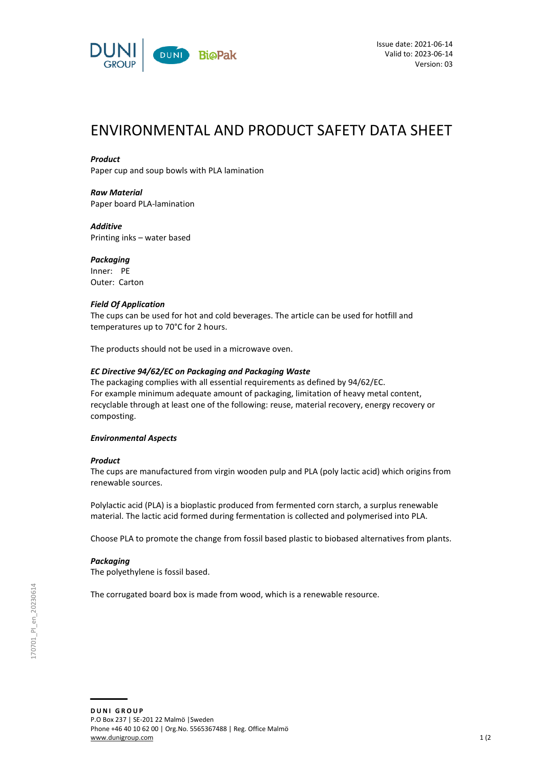Issue date: 2021-06-14
Valid to: 2023-06-14
Version: 03

# ENVIRONMENTAL AND PRODUCT SAFETY DATA SHEET

***Product***
Paper cup and soup bowls with PLA lamination

***Raw Material***
Paper board PLA-lamination

***Additive***
Printing inks – water based

***Packaging***
Inner: PE
Outer: Carton

***Field Of Application***
The cups can be used for hot and cold beverages. The article can be used for hotfill and temperatures up to 70°C for 2 hours.

The products should not be used in a microwave oven.

***EC Directive 94/62/EC on Packaging and Packaging Waste***
The packaging complies with all essential requirements as defined by 94/62/EC.
For example minimum adequate amount of packaging, limitation of heavy metal content, recyclable through at least one of the following: reuse, material recovery, energy recovery or composting.

***Environmental Aspects***

***Product***
The cups are manufactured from virgin wooden pulp and PLA (poly lactic acid) which origins from renewable sources.

Polylactic acid (PLA) is a bioplastic produced from fermented corn starch, a surplus renewable material. The lactic acid formed during fermentation is collected and polymerised into PLA.

Choose PLA to promote the change from fossil based plastic to biobased alternatives from plants.

***Packaging***
The polyethylene is fossil based.

The corrugated board box is made from wood, which is a renewable resource.

170701_PI_en_20230614

**DUNI GROUP**
P.O Box 237 | SE-201 22 Malmö | Sweden
Phone +46 40 10 62 00 | Org.No. 5565367488 | Reg. Office Malmö
www.dunigroup.com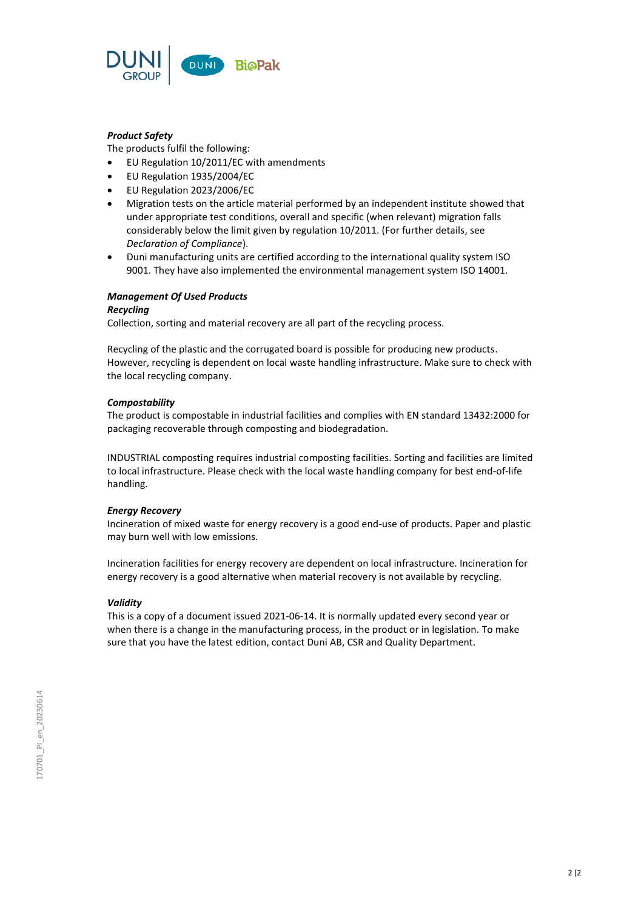***Product Safety***

The products fulfil the following:

- EU Regulation 10/2011/EC with amendments
- EU Regulation 1935/2004/EC
- EU Regulation 2023/2006/EC
- Migration tests on the article material performed by an independent institute showed that under appropriate test conditions, overall and specific (when relevant) migration falls considerably below the limit given by regulation 10/2011. (For further details, see *Declaration of Compliance*).
- Duni manufacturing units are certified according to the international quality system ISO 9001. They have also implemented the environmental management system ISO 14001.

***Management Of Used Products***

***Recycling***

Collection, sorting and material recovery are all part of the recycling process.

Recycling of the plastic and the corrugated board is possible for producing new products. However, recycling is dependent on local waste handling infrastructure. Make sure to check with the local recycling company.

***Compostability***

The product is compostable in industrial facilities and complies with EN standard 13432:2000 for packaging recoverable through composting and biodegradation.

INDUSTRIAL composting requires industrial composting facilities. Sorting and facilities are limited to local infrastructure. Please check with the local waste handling company for best end-of-life handling.

***Energy Recovery***

Incineration of mixed waste for energy recovery is a good end-use of products. Paper and plastic may burn well with low emissions.

Incineration facilities for energy recovery are dependent on local infrastructure. Incineration for energy recovery is a good alternative when material recovery is not available by recycling.

***Validity***

This is a copy of a document issued 2021-06-14. It is normally updated every second year or when there is a change in the manufacturing process, in the product or in legislation. To make sure that you have the latest edition, contact Duni AB, CSR and Quality Department.